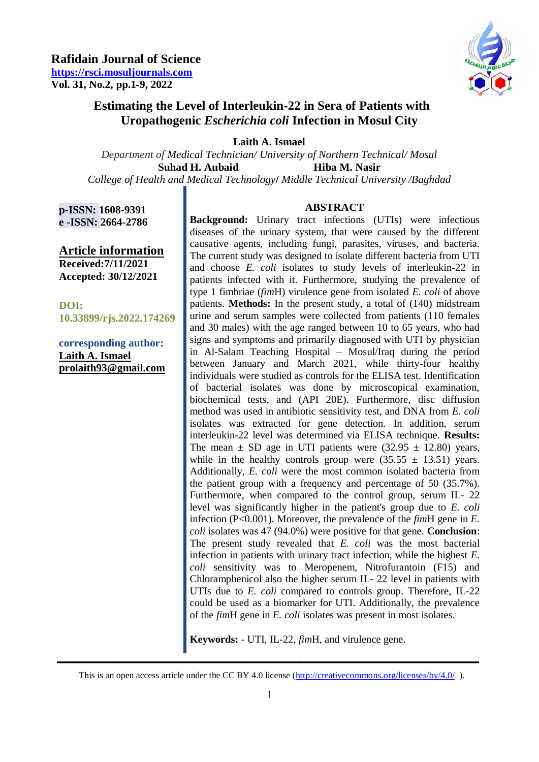**Rafidain Journal of Science**
**https://rsci.mosuljournals.com**

# Estimating the Level of Interleukin-22 in Sera of Patients with Uropathogenic *Escherichia coli* Infection in Mosul City

**Laith A. Ismael**

*Department of Medical Technician/ University of Northern Technical/ Mosul*

**Suhad H. Aubaid** **Hiba M. Nasir**

*College of Health and Medical Technology/ Middle Technical University /Baghdad*

**p-ISSN: 1608-9391**
**e -ISSN: 2664-2786**

**Article information**
**Received:7/11/2021**
**Accepted: 30/12/2021**

**DOI: 10.33899/rjs.2022.174269**

**corresponding author:**
**Laith A. Ismael**
**prolaith93@gmail.com**

## ABSTRACT

**Background:** Urinary tract infections (UTIs) were infectious diseases of the urinary system, that were caused by the different causative agents, including fungi, parasites, viruses, and bacteria. The current study was designed to isolate different bacteria from UTI and choose *E. coli* isolates to study levels of interleukin-22 in patients infected with it. Furthermore, studying the prevalence of type 1 fimbriae (*fim*H) virulence gene from isolated *E. coli* of above patients. **Methods:** In the present study, a total of (140) midstream urine and serum samples were collected from patients (110 females and 30 males) with the age ranged between 10 to 65 years, who had signs and symptoms and primarily diagnosed with UTI by physician in Al-Salam Teaching Hospital – Mosul/Iraq during the period between January and March 2021, while thirty-four healthy individuals were studied as controls for the ELISA test. Identification of bacterial isolates was done by microscopical examination, biochemical tests, and (API 20E). Furthermore, disc diffusion method was used in antibiotic sensitivity test, and DNA from *E. coli* isolates was extracted for gene detection. In addition, serum interleukin-22 level was determined via ELISA technique. **Results:** The mean ± SD age in UTI patients were (32.95 ± 12.80) years, while in the healthy controls group were (35.55 ± 13.51) years. Additionally, *E. coli* were the most common isolated bacteria from the patient group with a frequency and percentage of 50 (35.7%). Furthermore, when compared to the control group, serum IL- 22 level was significantly higher in the patient's group due to *E. coli* infection (P<0.001). Moreover, the prevalence of the *fim*H gene in *E. coli* isolates was 47 (94.0%) were positive for that gene. **Conclusion**: The present study revealed that *E. coli* was the most bacterial infection in patients with urinary tract infection, while the highest *E. coli* sensitivity was to Meropenem, Nitrofurantoin (F15) and Chloramphenicol also the higher serum IL- 22 level in patients with UTIs due to *E. coli* compared to controls group. Therefore, IL-22 could be used as a biomarker for UTI. Additionally, the prevalence of the *fim*H gene in *E. coli* isolates was present in most isolates.

**Keywords:** - UTI, IL-22, *fim*H, and virulence gene.

This is an open access article under the CC BY 4.0 license (http://creativecommons.org/licenses/by/4.0/ ).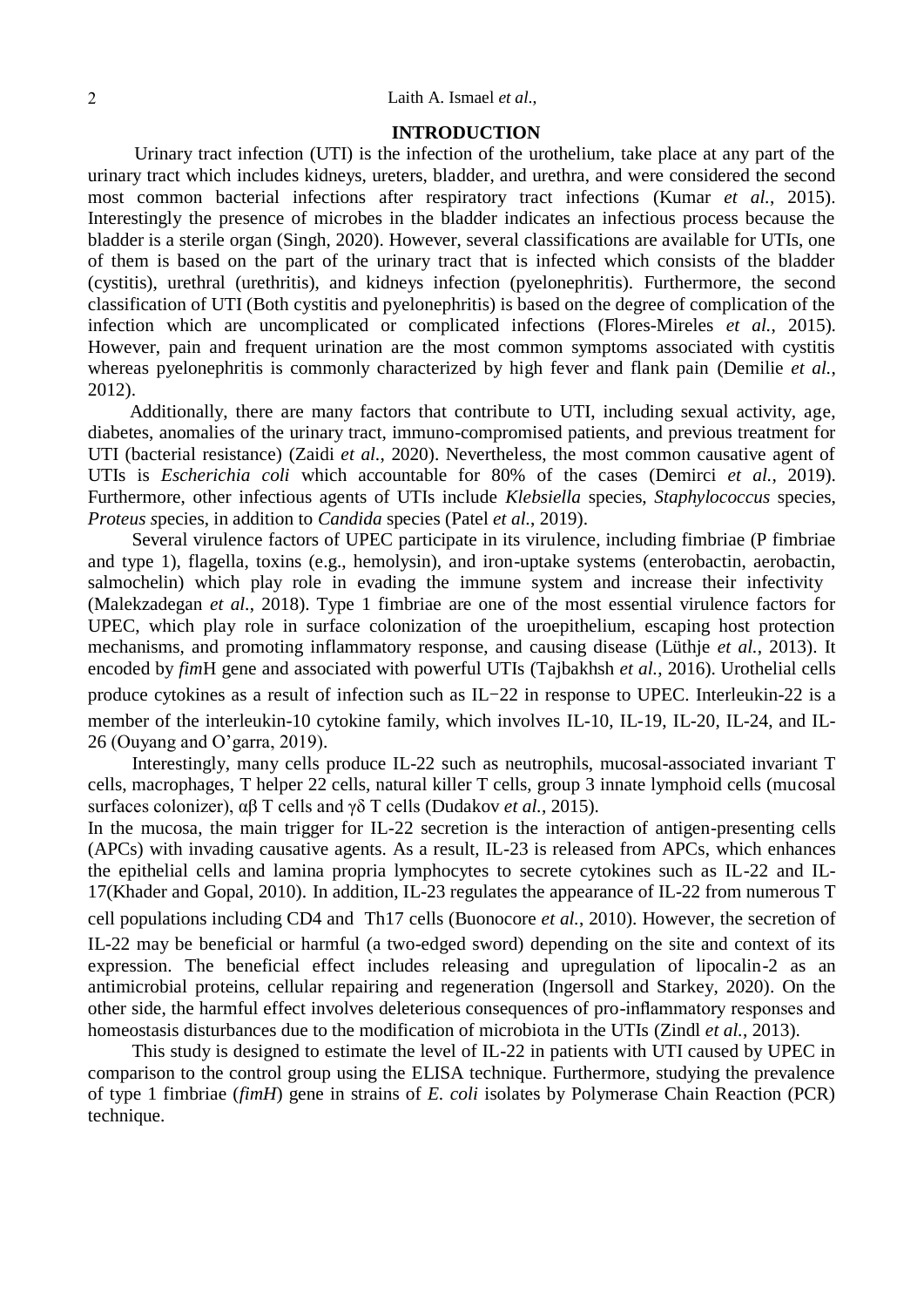## INTRODUCTION

Urinary tract infection (UTI) is the infection of the urothelium, take place at any part of the urinary tract which includes kidneys, ureters, bladder, and urethra, and were considered the second most common bacterial infections after respiratory tract infections (Kumar *et al.*, 2015). Interestingly the presence of microbes in the bladder indicates an infectious process because the bladder is a sterile organ (Singh, 2020). However, several classifications are available for UTIs, one of them is based on the part of the urinary tract that is infected which consists of the bladder (cystitis), urethral (urethritis), and kidneys infection (pyelonephritis). Furthermore, the second classification of UTI (Both cystitis and pyelonephritis) is based on the degree of complication of the infection which are uncomplicated or complicated infections (Flores-Mireles *et al.*, 2015). However, pain and frequent urination are the most common symptoms associated with cystitis whereas pyelonephritis is commonly characterized by high fever and flank pain (Demilie *et al.*, 2012).

Additionally, there are many factors that contribute to UTI, including sexual activity, age, diabetes, anomalies of the urinary tract, immuno-compromised patients, and previous treatment for UTI (bacterial resistance) (Zaidi *et al.*, 2020). Nevertheless, the most common causative agent of UTIs is *Escherichia coli* which accountable for 80% of the cases (Demirci *et al.*, 2019). Furthermore, other infectious agents of UTIs include *Klebsiella* species, *Staphylococcus* species, *Proteus s*pecies, in addition to *Candida* species (Patel *et al.*, 2019).

Several virulence factors of UPEC participate in its virulence, including fimbriae (P fimbriae and type 1), flagella, toxins (e.g., hemolysin), and iron-uptake systems (enterobactin, aerobactin, salmochelin) which play role in evading the immune system and increase their infectivity (Malekzadegan *et al.*, 2018). Type 1 fimbriae are one of the most essential virulence factors for UPEC, which play role in surface colonization of the uroepithelium, escaping host protection mechanisms, and promoting inflammatory response, and causing disease (Lüthje *et al.*, 2013). It encoded by *fim*H gene and associated with powerful UTIs (Tajbakhsh *et al.*, 2016). Urothelial cells produce cytokines as a result of infection such as IL−22 in response to UPEC. Interleukin-22 is a member of the interleukin-10 cytokine family, which involves IL-10, IL-19, IL-20, IL-24, and IL-26 (Ouyang and O'garra, 2019).

Interestingly, many cells produce IL-22 such as neutrophils, mucosal-associated invariant T cells, macrophages, T helper 22 cells, natural killer T cells, group 3 innate lymphoid cells (mucosal surfaces colonizer), αβ T cells and γδ T cells (Dudakov *et al.*, 2015).

In the mucosa, the main trigger for IL-22 secretion is the interaction of antigen-presenting cells (APCs) with invading causative agents. As a result, IL-23 is released from APCs, which enhances the epithelial cells and lamina propria lymphocytes to secrete cytokines such as IL-22 and IL-17(Khader and Gopal, 2010). In addition, IL-23 regulates the appearance of IL-22 from numerous T cell populations including CD4 and Th17 cells (Buonocore *et al.*, 2010). However, the secretion of IL-22 may be beneficial or harmful (a two-edged sword) depending on the site and context of its expression. The beneficial effect includes releasing and upregulation of lipocalin-2 as an antimicrobial proteins, cellular repairing and regeneration (Ingersoll and Starkey, 2020). On the other side, the harmful effect involves deleterious consequences of pro-inflammatory responses and homeostasis disturbances due to the modification of microbiota in the UTIs (Zindl *et al.*, 2013).

This study is designed to estimate the level of IL-22 in patients with UTI caused by UPEC in comparison to the control group using the ELISA technique. Furthermore, studying the prevalence of type 1 fimbriae (*fimH*) gene in strains of *E. coli* isolates by Polymerase Chain Reaction (PCR) technique.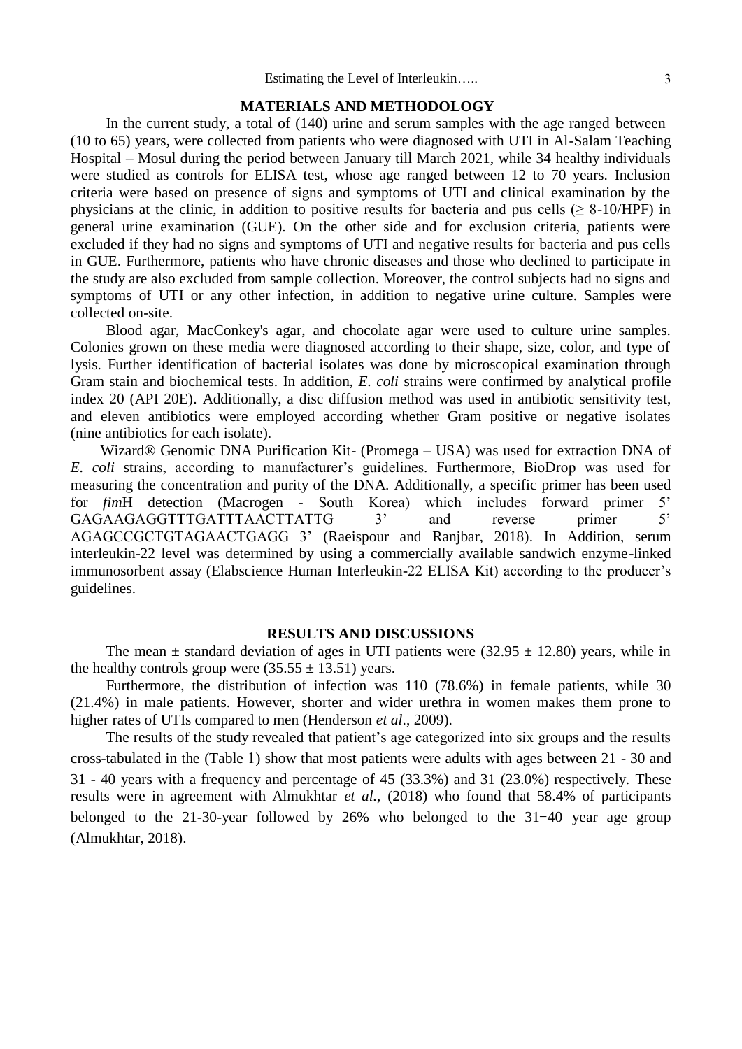## MATERIALS AND METHODOLOGY

In the current study, a total of (140) urine and serum samples with the age ranged between (10 to 65) years, were collected from patients who were diagnosed with UTI in Al-Salam Teaching Hospital – Mosul during the period between January till March 2021, while 34 healthy individuals were studied as controls for ELISA test, whose age ranged between 12 to 70 years. Inclusion criteria were based on presence of signs and symptoms of UTI and clinical examination by the physicians at the clinic, in addition to positive results for bacteria and pus cells ($\geq$ 8-10/HPF) in general urine examination (GUE). On the other side and for exclusion criteria, patients were excluded if they had no signs and symptoms of UTI and negative results for bacteria and pus cells in GUE. Furthermore, patients who have chronic diseases and those who declined to participate in the study are also excluded from sample collection. Moreover, the control subjects had no signs and symptoms of UTI or any other infection, in addition to negative urine culture. Samples were collected on-site.

Blood agar, MacConkey's agar, and chocolate agar were used to culture urine samples. Colonies grown on these media were diagnosed according to their shape, size, color, and type of lysis. Further identification of bacterial isolates was done by microscopical examination through Gram stain and biochemical tests. In addition, *E. coli* strains were confirmed by analytical profile index 20 (API 20E). Additionally, a disc diffusion method was used in antibiotic sensitivity test, and eleven antibiotics were employed according whether Gram positive or negative isolates (nine antibiotics for each isolate).

Wizard® Genomic DNA Purification Kit- (Promega – USA) was used for extraction DNA of *E. coli* strains, according to manufacturer's guidelines. Furthermore, BioDrop was used for measuring the concentration and purity of the DNA. Additionally, a specific primer has been used for *fim*H detection (Macrogen - South Korea) which includes forward primer 5' GAGAAGAGGTTTGATTTAACTTATTG 3' and reverse primer 5' AGAGCCGCTGTAGAACTGAGG 3' (Raeispour and Ranjbar, 2018). In Addition, serum interleukin-22 level was determined by using a commercially available sandwich enzyme-linked immunosorbent assay (Elabscience Human Interleukin-22 ELISA Kit) according to the producer's guidelines.

## RESULTS AND DISCUSSIONS

The mean $\pm$ standard deviation of ages in UTI patients were (32.95 $\pm$ 12.80) years, while in the healthy controls group were (35.55 $\pm$ 13.51) years.

Furthermore, the distribution of infection was 110 (78.6%) in female patients, while 30 (21.4%) in male patients. However, shorter and wider urethra in women makes them prone to higher rates of UTIs compared to men (Henderson *et al*., 2009).

The results of the study revealed that patient's age categorized into six groups and the results cross-tabulated in the (Table 1) show that most patients were adults with ages between 21 - 30 and 31 - 40 years with a frequency and percentage of 45 (33.3%) and 31 (23.0%) respectively. These results were in agreement with Almukhtar *et al.*, (2018) who found that 58.4% of participants belonged to the 21-30-year followed by 26% who belonged to the 31−40 year age group (Almukhtar, 2018).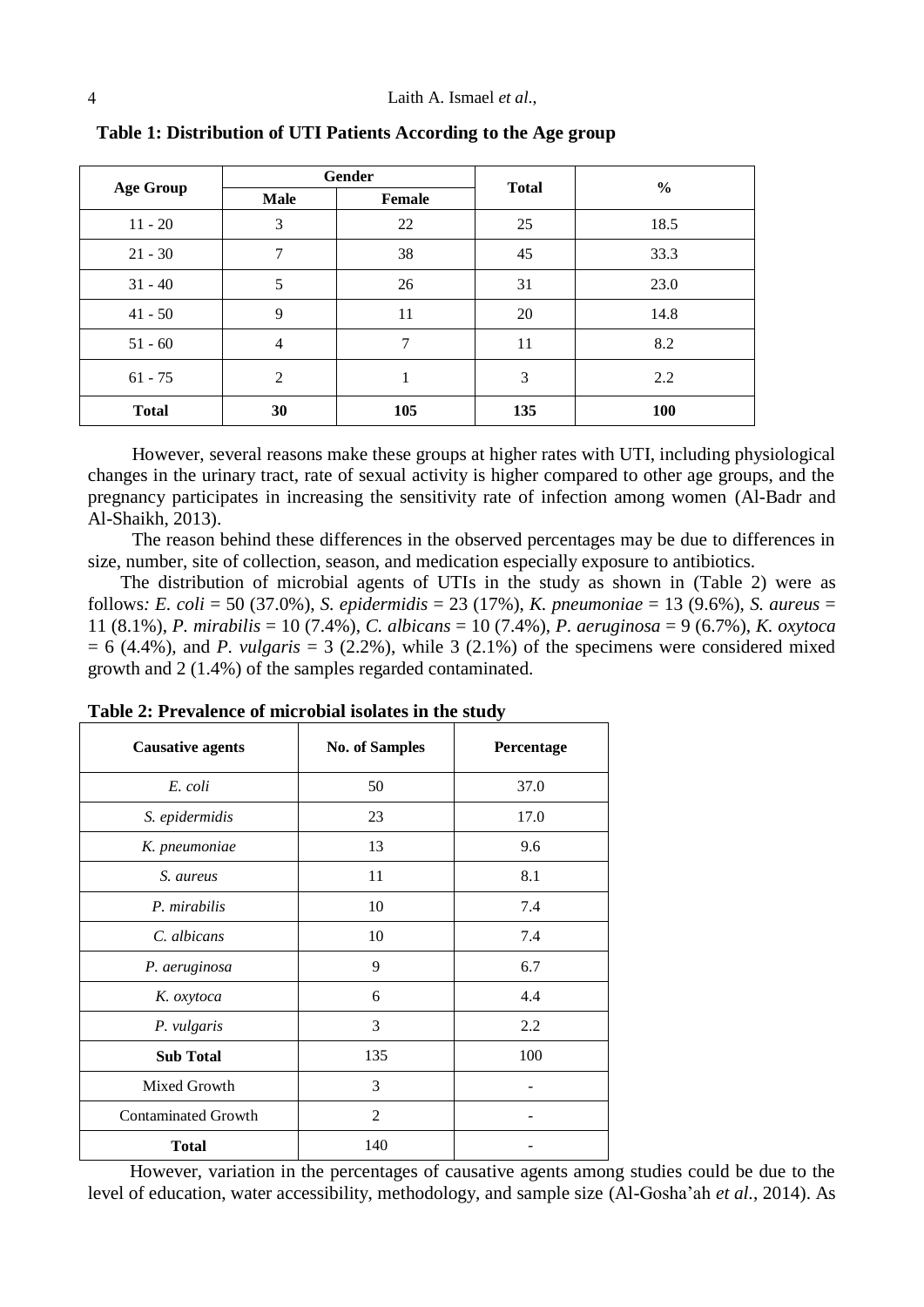**Table 1: Distribution of UTI Patients According to the Age group**

| Age Group | Gender | | Total | % |
|---|---|---|---|---|
| | Male | Female | | |
| 11 - 20 | 3 | 22 | 25 | 18.5 |
| 21 - 30 | 7 | 38 | 45 | 33.3 |
| 31 - 40 | 5 | 26 | 31 | 23.0 |
| 41 - 50 | 9 | 11 | 20 | 14.8 |
| 51 - 60 | 4 | 7 | 11 | 8.2 |
| 61 - 75 | 2 | 1 | 3 | 2.2 |
| **Total** | **30** | **105** | **135** | **100** |

However, several reasons make these groups at higher rates with UTI, including physiological changes in the urinary tract, rate of sexual activity is higher compared to other age groups, and the pregnancy participates in increasing the sensitivity rate of infection among women (Al-Badr and Al-Shaikh, 2013).

The reason behind these differences in the observed percentages may be due to differences in size, number, site of collection, season, and medication especially exposure to antibiotics.

The distribution of microbial agents of UTIs in the study as shown in (Table 2) were as follows: *E. coli* = 50 (37.0%), *S. epidermidis* = 23 (17%), *K. pneumoniae* = 13 (9.6%), *S. aureus* = 11 (8.1%), *P. mirabilis* = 10 (7.4%), *C. albicans* = 10 (7.4%), *P. aeruginosa* = 9 (6.7%), *K. oxytoca* = 6 (4.4%), and *P. vulgaris* = 3 (2.2%), while 3 (2.1%) of the specimens were considered mixed growth and 2 (1.4%) of the samples regarded contaminated.

**Table 2: Prevalence of microbial isolates in the study**

| Causative agents | No. of Samples | Percentage |
|---|---|---|
| *E. coli* | 50 | 37.0 |
| *S. epidermidis* | 23 | 17.0 |
| *K. pneumoniae* | 13 | 9.6 |
| *S. aureus* | 11 | 8.1 |
| *P. mirabilis* | 10 | 7.4 |
| *C. albicans* | 10 | 7.4 |
| *P. aeruginosa* | 9 | 6.7 |
| *K. oxytoca* | 6 | 4.4 |
| *P. vulgaris* | 3 | 2.2 |
| **Sub Total** | 135 | 100 |
| Mixed Growth | 3 | - |
| Contaminated Growth | 2 | - |
| **Total** | 140 | - |

However, variation in the percentages of causative agents among studies could be due to the level of education, water accessibility, methodology, and sample size (Al-Gosha'ah *et al.*, 2014). As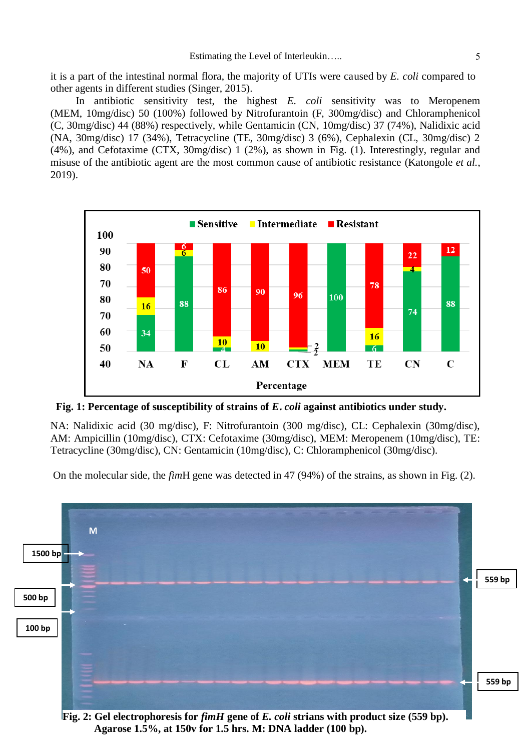it is a part of the intestinal normal flora, the majority of UTIs were caused by *E. coli* compared to other agents in different studies (Singer, 2015).

In antibiotic sensitivity test, the highest *E. coli* sensitivity was to Meropenem (MEM, 10mg/disc) 50 (100%) followed by Nitrofurantoin (F, 300mg/disc) and Chloramphenicol (C, 30mg/disc) 44 (88%) respectively, while Gentamicin (CN, 10mg/disc) 37 (74%), Nalidixic acid (NA, 30mg/disc) 17 (34%), Tetracycline (TE, 30mg/disc) 3 (6%), Cephalexin (CL, 30mg/disc) 2 (4%), and Cefotaxime (CTX, 30mg/disc) 1 (2%), as shown in Fig. (1). Interestingly, regular and misuse of the antibiotic agent are the most common cause of antibiotic resistance (Katongole *et al.*, 2019).

**Fig. 1: Percentage of susceptibility of strains of *E. coli* against antibiotics under study.**

NA: Nalidixic acid (30 mg/disc), F: Nitrofurantoin (300 mg/disc), CL: Cephalexin (30mg/disc), AM: Ampicillin (10mg/disc), CTX: Cefotaxime (30mg/disc), MEM: Meropenem (10mg/disc), TE: Tetracycline (30mg/disc), CN: Gentamicin (10mg/disc), C: Chloramphenicol (30mg/disc).

On the molecular side, the *fim*H gene was detected in 47 (94%) of the strains, as shown in Fig. (2).

**Fig. 2: Gel electrophoresis for *fimH* gene of *E. coli* strians with product size (559 bp). Agarose 1.5%, at 150v for 1.5 hrs. M: DNA ladder (100 bp).**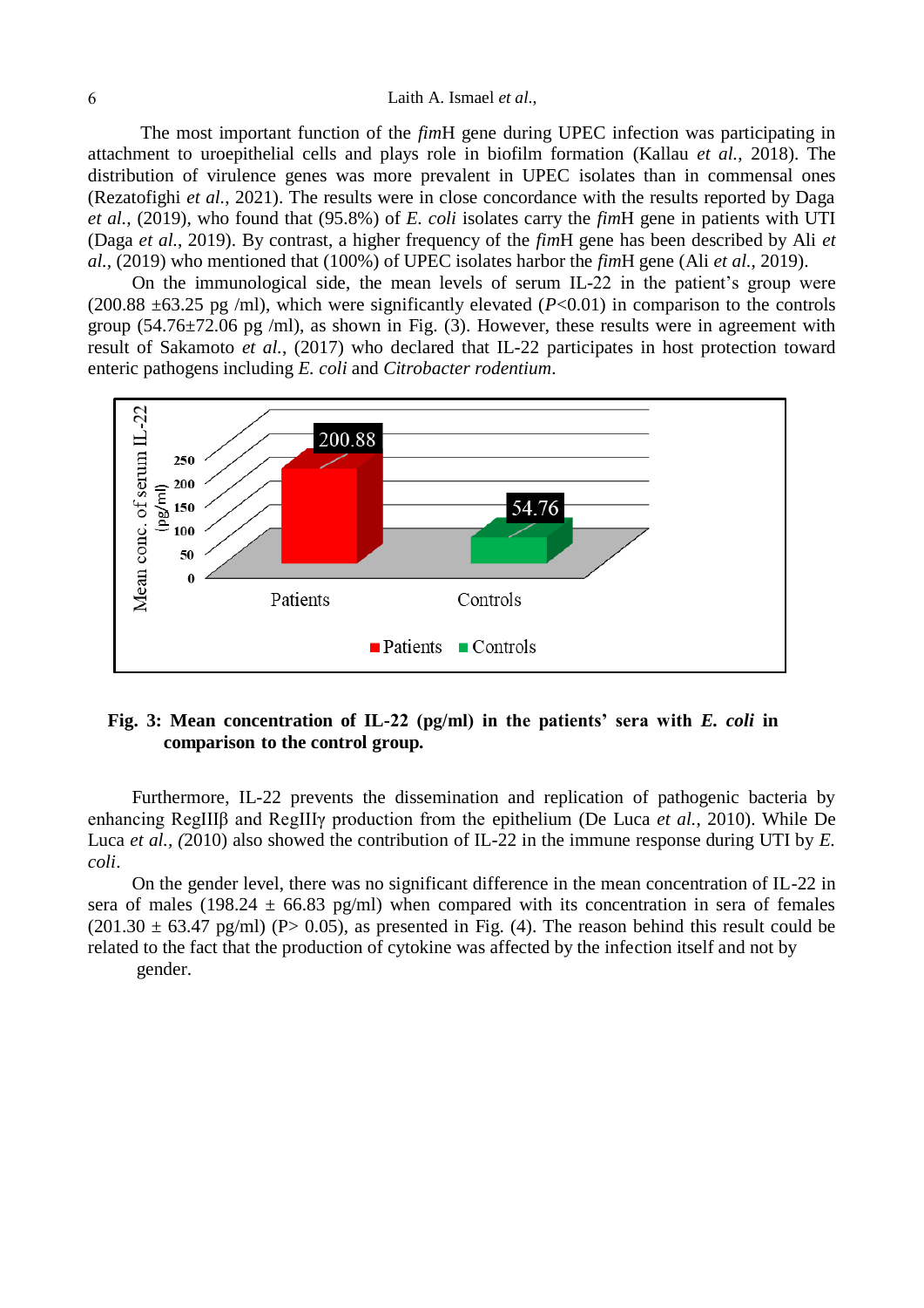The most important function of the *fim*H gene during UPEC infection was participating in attachment to uroepithelial cells and plays role in biofilm formation (Kallau *et al.*, 2018). The distribution of virulence genes was more prevalent in UPEC isolates than in commensal ones (Rezatofighi *et al.*, 2021). The results were in close concordance with the results reported by Daga *et al.,* (2019), who found that (95.8%) of *E. coli* isolates carry the *fim*H gene in patients with UTI (Daga *et al.*, 2019). By contrast, a higher frequency of the *fim*H gene has been described by Ali *et al.,* (2019) who mentioned that (100%) of UPEC isolates harbor the *fim*H gene (Ali *et al.*, 2019).

On the immunological side, the mean levels of serum IL-22 in the patient's group were (200.88 ±63.25 pg /ml), which were significantly elevated ($P$<0.01) in comparison to the controls group (54.76±72.06 pg /ml), as shown in Fig. (3). However, these results were in agreement with result of Sakamoto *et al.*, (2017) who declared that IL-22 participates in host protection toward enteric pathogens including *E. coli* and *Citrobacter rodentium*.

**Fig. 3: Mean concentration of IL-22 (pg/ml) in the patients' sera with *E. coli* in comparison to the control group.**

Furthermore, IL-22 prevents the dissemination and replication of pathogenic bacteria by enhancing RegIIIβ and RegIIIγ production from the epithelium (De Luca *et al.*, 2010). While De Luca *et al., (*2010) also showed the contribution of IL-22 in the immune response during UTI by *E. coli*.

On the gender level, there was no significant difference in the mean concentration of IL-22 in sera of males (198.24 ± 66.83 pg/ml) when compared with its concentration in sera of females (201.30 ± 63.47 pg/ml) (P> 0.05), as presented in Fig. (4). The reason behind this result could be related to the fact that the production of cytokine was affected by the infection itself and not by gender.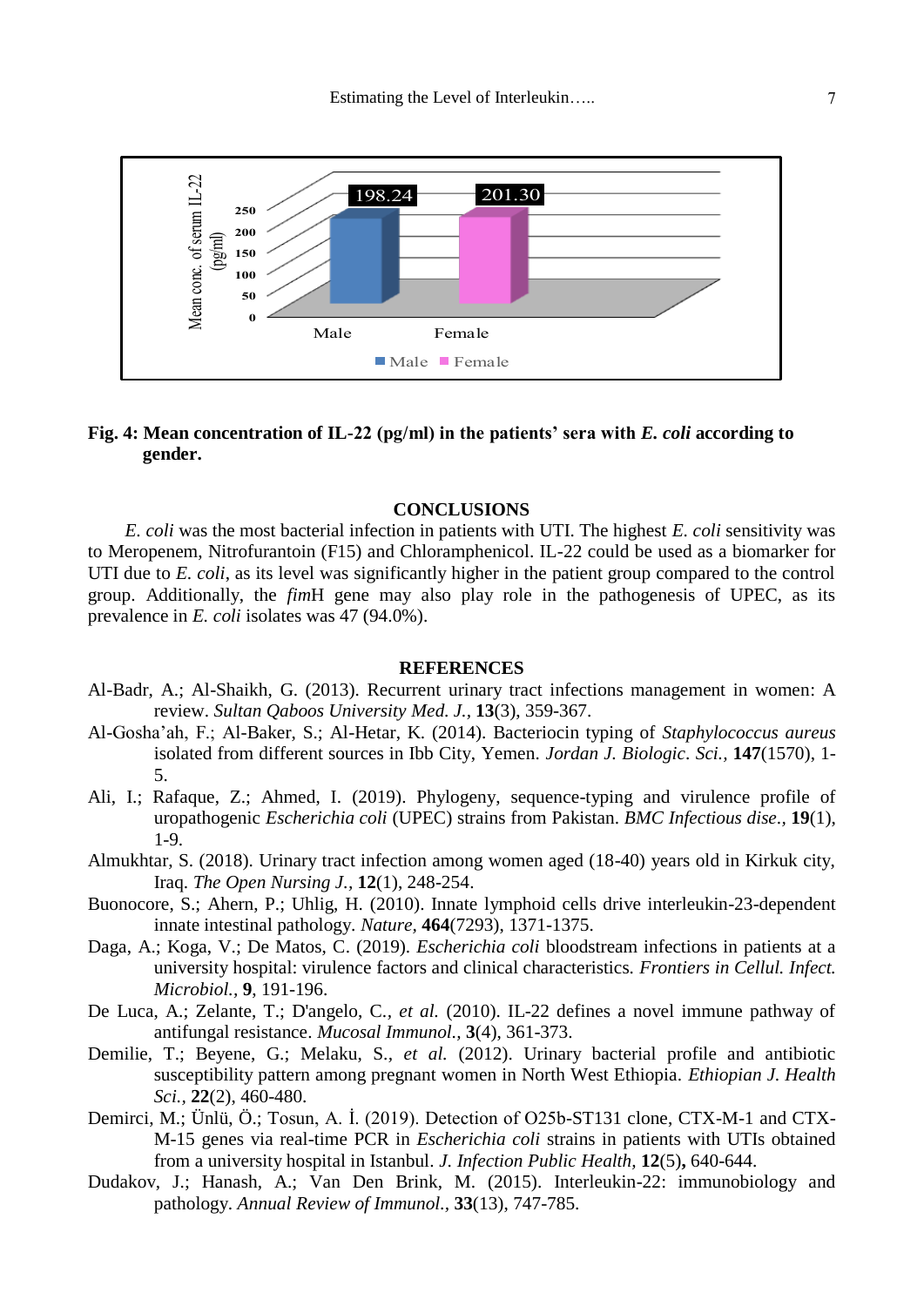**Fig. 4: Mean concentration of IL-22 (pg/ml) in the patients' sera with *E. coli* according to gender.**

## CONCLUSIONS

*E. coli* was the most bacterial infection in patients with UTI. The highest *E. coli* sensitivity was to Meropenem, Nitrofurantoin (F15) and Chloramphenicol. IL-22 could be used as a biomarker for UTI due to *E. coli*, as its level was significantly higher in the patient group compared to the control group. Additionally, the *fim*H gene may also play role in the pathogenesis of UPEC, as its prevalence in *E. coli* isolates was 47 (94.0%).

## REFERENCES

Al-Badr, A.; Al-Shaikh, G. (2013). Recurrent urinary tract infections management in women: A review. *Sultan Qaboos University Med. J.*, **13**(3), 359-367.

Al-Gosha'ah, F.; Al-Baker, S.; Al-Hetar, K. (2014). Bacteriocin typing of *Staphylococcus aureus* isolated from different sources in Ibb City, Yemen. *Jordan J. Biologic. Sci.*, **147**(1570), 1-5.

Ali, I.; Rafaque, Z.; Ahmed, I. (2019). Phylogeny, sequence-typing and virulence profile of uropathogenic *Escherichia coli* (UPEC) strains from Pakistan. *BMC Infectious dise.*, **19**(1), 1-9.

Almukhtar, S. (2018). Urinary tract infection among women aged (18-40) years old in Kirkuk city, Iraq. *The Open Nursing J.*, **12**(1), 248-254.

Buonocore, S.; Ahern, P.; Uhlig, H. (2010). Innate lymphoid cells drive interleukin-23-dependent innate intestinal pathology. *Nature*, **464**(7293), 1371-1375.

Daga, A.; Koga, V.; De Matos, C. (2019). *Escherichia coli* bloodstream infections in patients at a university hospital: virulence factors and clinical characteristics. *Frontiers in Cellul. Infect. Microbiol.*, **9**, 191-196.

De Luca, A.; Zelante, T.; D'angelo, C., *et al.* (2010). IL-22 defines a novel immune pathway of antifungal resistance. *Mucosal Immunol.*, **3**(4), 361-373.

Demilie, T.; Beyene, G.; Melaku, S., *et al.* (2012). Urinary bacterial profile and antibiotic susceptibility pattern among pregnant women in North West Ethiopia. *Ethiopian J. Health Sci.*, **22**(2), 460-480.

Demirci, M.; Ünlü, Ö.; Tosun, A. İ. (2019). Detection of O25b-ST131 clone, CTX-M-1 and CTX-M-15 genes via real-time PCR in *Escherichia coli* strains in patients with UTIs obtained from a university hospital in Istanbul. *J. Infection Public Health*, **12**(5), 640-644.

Dudakov, J.; Hanash, A.; Van Den Brink, M. (2015). Interleukin-22: immunobiology and pathology. *Annual Review of Immunol.*, **33**(13), 747-785.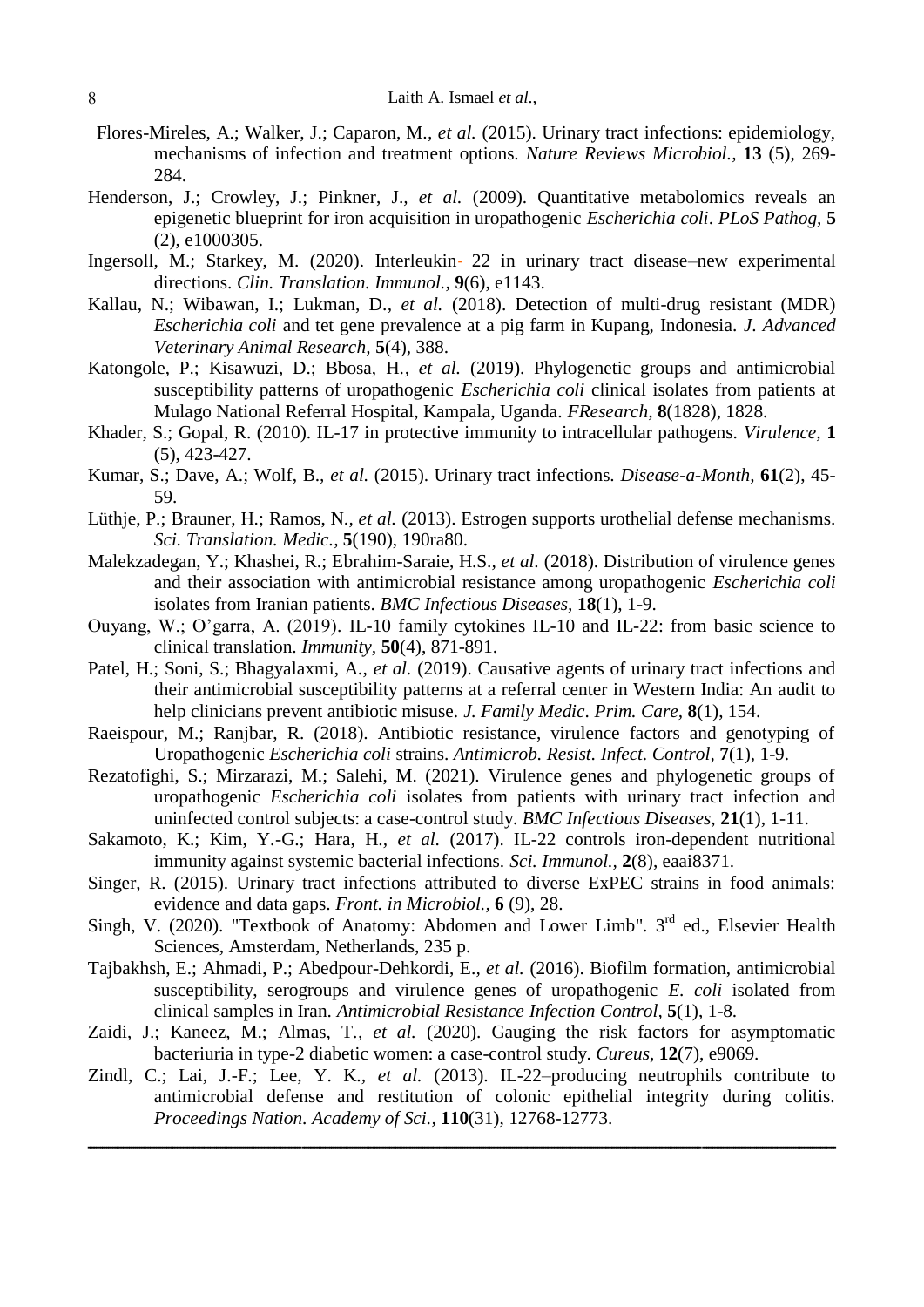Flores-Mireles, A.; Walker, J.; Caparon, M., *et al.* (2015). Urinary tract infections: epidemiology, mechanisms of infection and treatment options. *Nature Reviews Microbiol.,* **13** (5), 269-284.

Henderson, J.; Crowley, J.; Pinkner, J., *et al.* (2009). Quantitative metabolomics reveals an epigenetic blueprint for iron acquisition in uropathogenic *Escherichia coli*. *PLoS Pathog,* **5** (2), e1000305.

Ingersoll, M.; Starkey, M. (2020). Interleukin- 22 in urinary tract disease–new experimental directions. *Clin. Translation. Immunol.,* **9**(6), e1143.

Kallau, N.; Wibawan, I.; Lukman, D., *et al.* (2018). Detection of multi-drug resistant (MDR) *Escherichia coli* and tet gene prevalence at a pig farm in Kupang, Indonesia. *J. Advanced Veterinary Animal Research,* **5**(4), 388.

Katongole, P.; Kisawuzi, D.; Bbosa, H., *et al.* (2019). Phylogenetic groups and antimicrobial susceptibility patterns of uropathogenic *Escherichia coli* clinical isolates from patients at Mulago National Referral Hospital, Kampala, Uganda. *FResearch,* **8**(1828), 1828.

Khader, S.; Gopal, R. (2010). IL-17 in protective immunity to intracellular pathogens. *Virulence,* **1** (5), 423-427.

Kumar, S.; Dave, A.; Wolf, B., *et al.* (2015). Urinary tract infections. *Disease-a-Month,* **61**(2), 45-59.

Lüthje, P.; Brauner, H.; Ramos, N., *et al.* (2013). Estrogen supports urothelial defense mechanisms. *Sci. Translation. Medic.,* **5**(190), 190ra80.

Malekzadegan, Y.; Khashei, R.; Ebrahim-Saraie, H.S., *et al.* (2018). Distribution of virulence genes and their association with antimicrobial resistance among uropathogenic *Escherichia coli* isolates from Iranian patients. *BMC Infectious Diseases,* **18**(1), 1-9.

Ouyang, W.; O'garra, A. (2019). IL-10 family cytokines IL-10 and IL-22: from basic science to clinical translation. *Immunity,* **50**(4), 871-891.

Patel, H.; Soni, S.; Bhagyalaxmi, A., *et al.* (2019). Causative agents of urinary tract infections and their antimicrobial susceptibility patterns at a referral center in Western India: An audit to help clinicians prevent antibiotic misuse. *J. Family Medic. Prim. Care,* **8**(1), 154.

Raeispour, M.; Ranjbar, R. (2018). Antibiotic resistance, virulence factors and genotyping of Uropathogenic *Escherichia coli* strains. *Antimicrob. Resist. Infect. Control,* **7**(1), 1-9.

Rezatofighi, S.; Mirzarazi, M.; Salehi, M. (2021). Virulence genes and phylogenetic groups of uropathogenic *Escherichia coli* isolates from patients with urinary tract infection and uninfected control subjects: a case-control study. *BMC Infectious Diseases,* **21**(1), 1-11.

Sakamoto, K.; Kim, Y.-G.; Hara, H., *et al.* (2017). IL-22 controls iron-dependent nutritional immunity against systemic bacterial infections. *Sci. Immunol.,* **2**(8), eaai8371.

Singer, R. (2015). Urinary tract infections attributed to diverse ExPEC strains in food animals: evidence and data gaps. *Front. in Microbiol.,* **6** (9), 28.

Singh, V. (2020). "Textbook of Anatomy: Abdomen and Lower Limb". 3rd ed., Elsevier Health Sciences, Amsterdam, Netherlands, 235 p.

Tajbakhsh, E.; Ahmadi, P.; Abedpour-Dehkordi, E., *et al.* (2016). Biofilm formation, antimicrobial susceptibility, serogroups and virulence genes of uropathogenic *E. coli* isolated from clinical samples in Iran. *Antimicrobial Resistance Infection Control,* **5**(1), 1-8.

Zaidi, J.; Kaneez, M.; Almas, T., *et al.* (2020). Gauging the risk factors for asymptomatic bacteriuria in type-2 diabetic women: a case-control study. *Cureus,* **12**(7), e9069.

Zindl, C.; Lai, J.-F.; Lee, Y. K., *et al.* (2013). IL-22–producing neutrophils contribute to antimicrobial defense and restitution of colonic epithelial integrity during colitis. *Proceedings Nation. Academy of Sci.,* **110**(31), 12768-12773.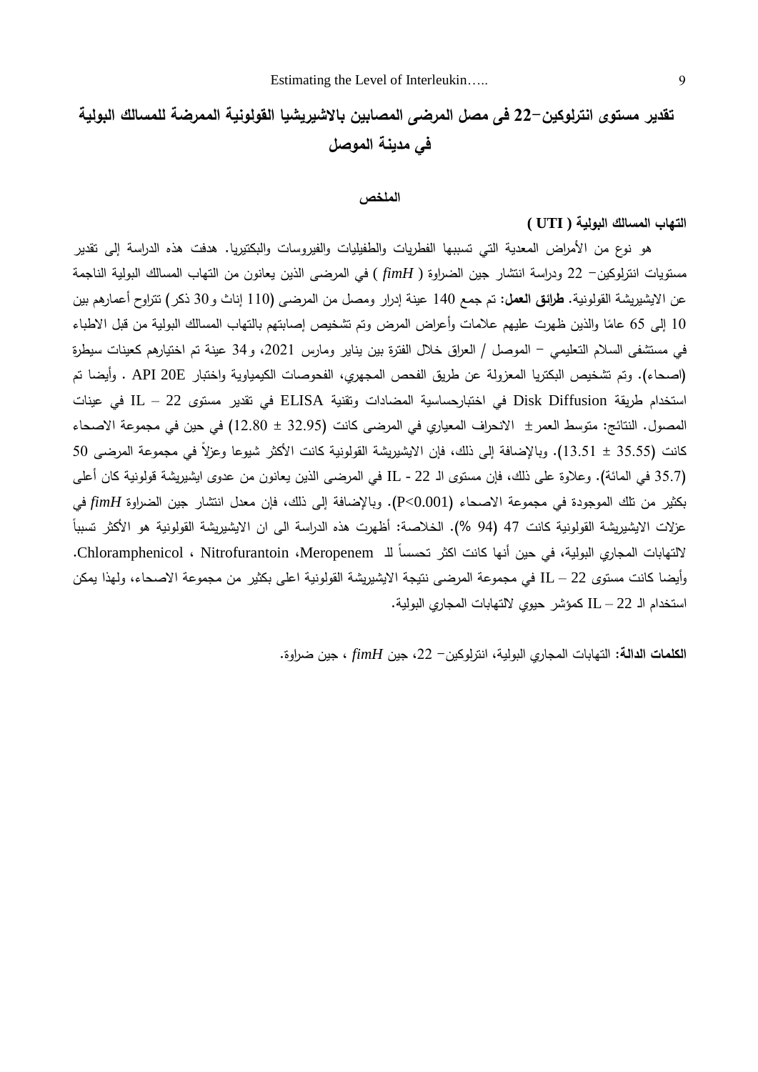# تقدير مستوى انترلوكين–22 فى مصل المرضى المصابين بالاشيريشيا القولونية الممرضة للمسالك البولية في مدينة الموصل

## الملخص

**التهاب المسالك البولية ( UTI )**

هو نوع من الأمراض المعدية التي تسببها الفطريات والطفيليات والفيروسات والبكتيريا. هدفت هذه الدراسة إلى تقدير مستويات انترلوكين– 22 ودراسة انتشار جين الضراوة ( *fimH* ) في المرضى الذين يعانون من التهاب المسالك البولية الناجمة عن الايشيريشة القولونية. **طرائق العمل:** تم جمع 140 عينة إدرار ومصل من المرضى (110 إناث و30 ذكر) تتراوح أعمارهم بين 10 إلى 65 عامًا والذين ظهرت عليهم علامات وأعراض المرض وتم تشخيص إصابتهم بالتهاب المسالك البولية من قبل الاطباء في مستشفى السلام التعليمي – الموصل / العراق خلال الفترة بين يناير ومارس 2021، و34 عينة تم اختيارهم كعينات سيطرة (اصحاء). وتم تشخيص البكتريا المعزولة عن طريق الفحص المجهري، الفحوصات الكيمياوية واختبار API 20E . وأيضا تم استخدام طريقة Disk Diffusion في اختبارحساسية المضادات وتقنية ELISA في تقدير مستوى IL – 22 في عينات المصول. النتائج: متوسط العمر± الانحراف المعياري في المرضى كانت (32.95 ± 12.80) في حين في مجموعة الاصحاء كانت (35.55 ± 13.51). وبالإضافة إلى ذلك، فإن الايشيريشة القولونية كانت الأكثر شيوعا وعزلاً في مجموعة المرضى 50 (35.7 في المائة). وعلاوة على ذلك، فإن مستوى الـ IL - 22 في المرضى الذين يعانون من عدوى ايشيريشة قولونية كان أعلى بكثير من تلك الموجودة في مجموعة الاصحاء (P<0.001). وبالإضافة إلى ذلك، فإن معدل انتشار جين الضراوة *fimH* في عزلات الايشيريشة القولونية كانت 47 (94 %). الخلاصة: أظهرت هذه الدراسة الى ان الايشيريشة القولونية هو الأكثر تسبباً لالتهابات المجاري البولية، في حين أنها كانت اكثر تحسساً لـ Meropenem، Nitrofurantoin ، Chloramphenicol. وأيضا كانت مستوى IL – 22 في مجموعة المرضى نتيجة الايشيريشة القولونية اعلى بكثير من مجموعة الاصحاء، ولهذا يمكن استخدام الـ IL – 22 كمؤشر حيوي لالتهابات المجاري البولية.

**الكلمات الدالة:** التهابات المجاري البولية، انترلوكين– 22، جين *fimH* ، جين ضراوة.